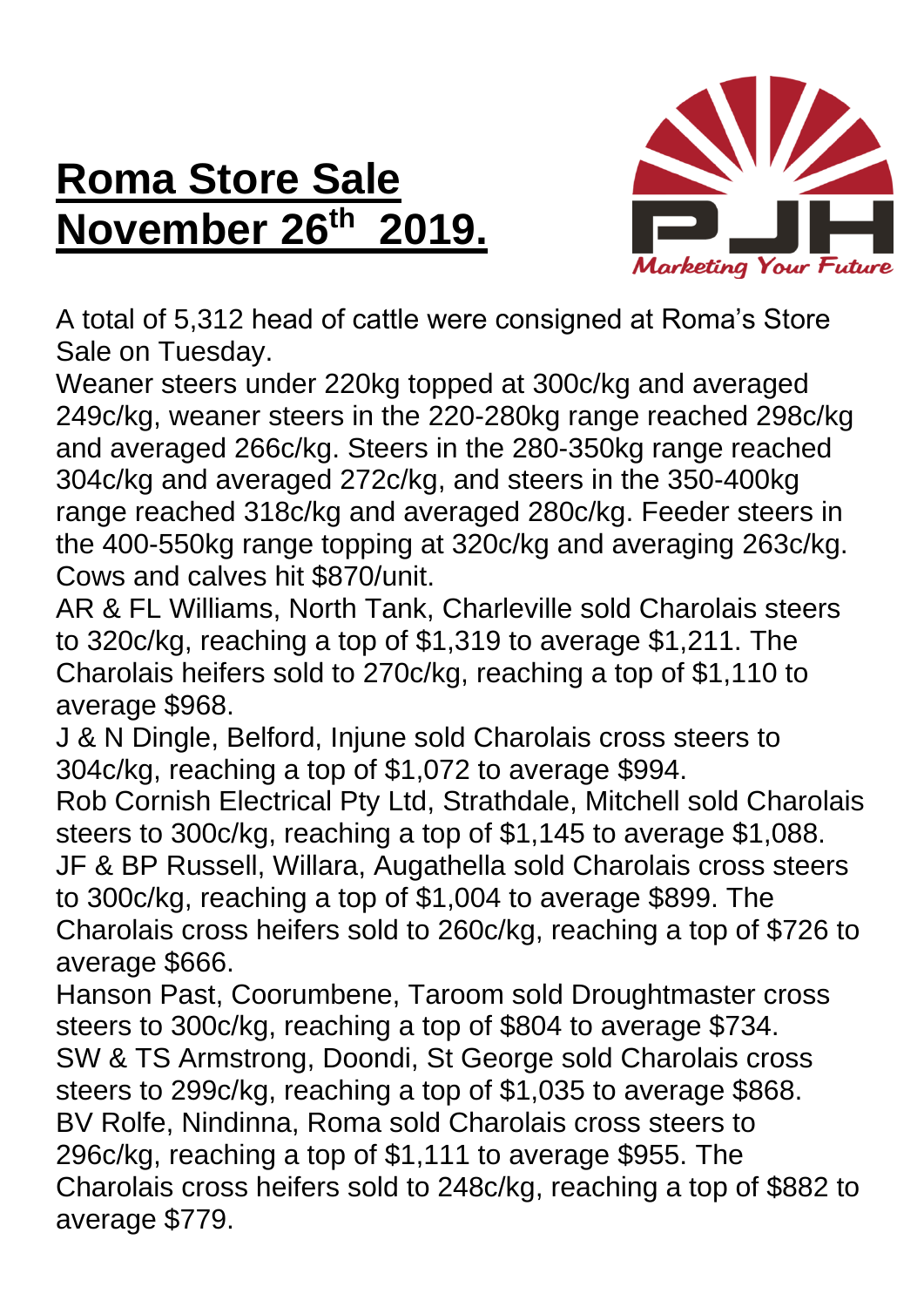# **Roma Store Sale November 26th 2019.**

A total of 5,312 head of cattle were consigned at Roma's Store Sale on Tuesday.

Weaner steers under 220kg topped at 300c/kg and averaged 249c/kg, weaner steers in the 220-280kg range reached 298c/kg and averaged 266c/kg. Steers in the 280-350kg range reached 304c/kg and averaged 272c/kg, and steers in the 350-400kg range reached 318c/kg and averaged 280c/kg. Feeder steers in the 400-550kg range topping at 320c/kg and averaging 263c/kg. Cows and calves hit $870/unit.

AR & FL Williams, North Tank, Charleville sold Charolais steers to 320c/kg, reaching a top of $1,319 to average $1,211. The Charolais heifers sold to 270c/kg, reaching a top of $1,110 to average $968.

J & N Dingle, Belford, Injune sold Charolais cross steers to 304c/kg, reaching a top of $1,072 to average $994.

Rob Cornish Electrical Pty Ltd, Strathdale, Mitchell sold Charolais steers to 300c/kg, reaching a top of $1,145 to average $1,088.

JF & BP Russell, Willara, Augathella sold Charolais cross steers to 300c/kg, reaching a top of $1,004 to average $899. The Charolais cross heifers sold to 260c/kg, reaching a top of $726 to average $666.

Hanson Past, Coorumbene, Taroom sold Droughtmaster cross steers to 300c/kg, reaching a top of $804 to average $734.

SW & TS Armstrong, Doondi, St George sold Charolais cross steers to 299c/kg, reaching a top of $1,035 to average $868.

BV Rolfe, Nindinna, Roma sold Charolais cross steers to 296c/kg, reaching a top of $1,111 to average $955. The Charolais cross heifers sold to 248c/kg, reaching a top of $882 to average $779.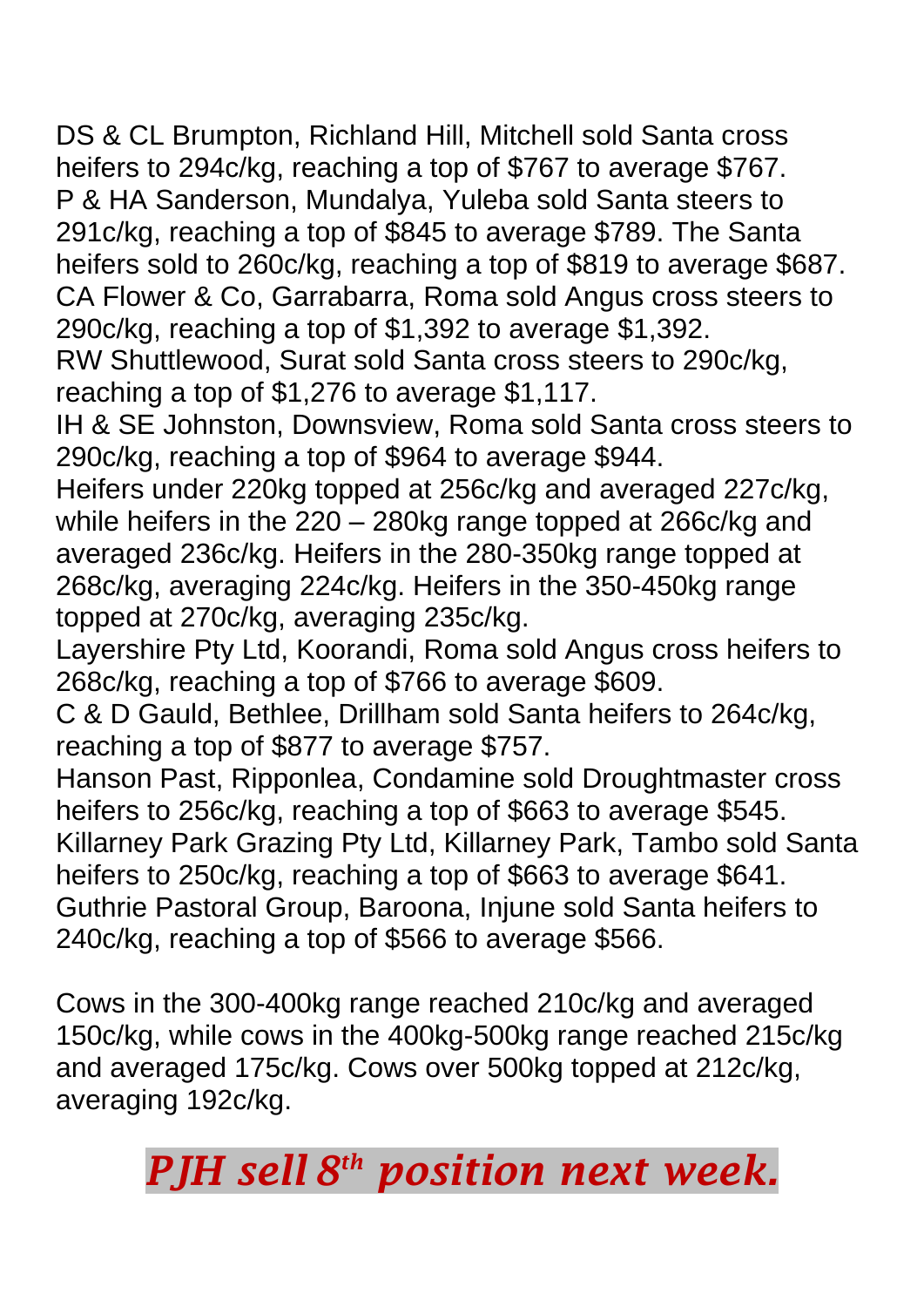DS & CL Brumpton, Richland Hill, Mitchell sold Santa cross heifers to 294c/kg, reaching a top of $767 to average $767.
P & HA Sanderson, Mundalya, Yuleba sold Santa steers to 291c/kg, reaching a top of $845 to average $789. The Santa heifers sold to 260c/kg, reaching a top of $819 to average $687.
CA Flower & Co, Garrabarra, Roma sold Angus cross steers to 290c/kg, reaching a top of $1,392 to average $1,392.
RW Shuttlewood, Surat sold Santa cross steers to 290c/kg, reaching a top of $1,276 to average $1,117.
IH & SE Johnston, Downsview, Roma sold Santa cross steers to 290c/kg, reaching a top of $964 to average $944.
Heifers under 220kg topped at 256c/kg and averaged 227c/kg, while heifers in the 220 – 280kg range topped at 266c/kg and averaged 236c/kg. Heifers in the 280-350kg range topped at 268c/kg, averaging 224c/kg. Heifers in the 350-450kg range topped at 270c/kg, averaging 235c/kg.
Layershire Pty Ltd, Koorandi, Roma sold Angus cross heifers to 268c/kg, reaching a top of $766 to average $609.
C & D Gauld, Bethlee, Drillham sold Santa heifers to 264c/kg, reaching a top of $877 to average $757.
Hanson Past, Ripponlea, Condamine sold Droughtmaster cross heifers to 256c/kg, reaching a top of $663 to average $545.
Killarney Park Grazing Pty Ltd, Killarney Park, Tambo sold Santa heifers to 250c/kg, reaching a top of $663 to average $641.
Guthrie Pastoral Group, Baroona, Injune sold Santa heifers to 240c/kg, reaching a top of $566 to average $566.

Cows in the 300-400kg range reached 210c/kg and averaged 150c/kg, while cows in the 400kg-500kg range reached 215c/kg and averaged 175c/kg. Cows over 500kg topped at 212c/kg, averaging 192c/kg.

***PJH sell 8th position next week.***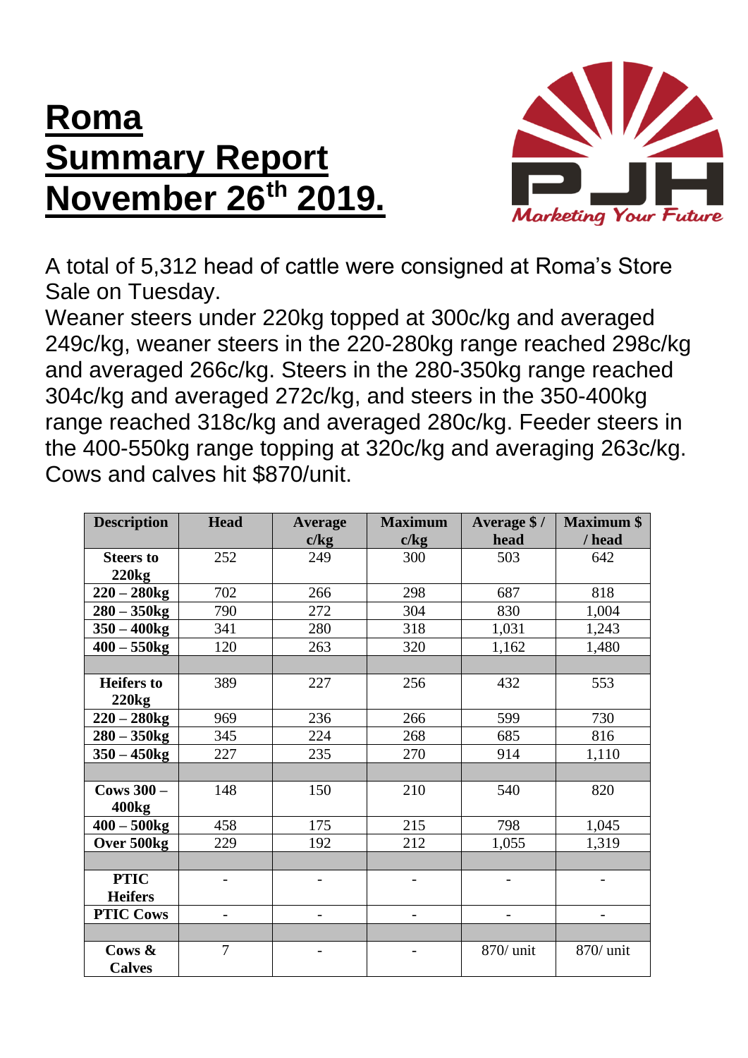# Roma Summary Report November 26th 2019.

PJH
*Marketing Your Future*

A total of 5,312 head of cattle were consigned at Roma's Store Sale on Tuesday.
Weaner steers under 220kg topped at 300c/kg and averaged 249c/kg, weaner steers in the 220-280kg range reached 298c/kg and averaged 266c/kg. Steers in the 280-350kg range reached 304c/kg and averaged 272c/kg, and steers in the 350-400kg range reached 318c/kg and averaged 280c/kg. Feeder steers in the 400-550kg range topping at 320c/kg and averaging 263c/kg. Cows and calves hit $870/unit.

| Description | Head | Average c/kg | Maximum c/kg | Average $ / head | Maximum $ / head |
|---|---|---|---|---|---|
| **Steers to 220kg** | 252 | 249 | 300 | 503 | 642 |
| **220 – 280kg** | 702 | 266 | 298 | 687 | 818 |
| **280 – 350kg** | 790 | 272 | 304 | 830 | 1,004 |
| **350 – 400kg** | 341 | 280 | 318 | 1,031 | 1,243 |
| **400 – 550kg** | 120 | 263 | 320 | 1,162 | 1,480 |
| | | | | | |
| **Heifers to 220kg** | 389 | 227 | 256 | 432 | 553 |
| **220 – 280kg** | 969 | 236 | 266 | 599 | 730 |
| **280 – 350kg** | 345 | 224 | 268 | 685 | 816 |
| **350 – 450kg** | 227 | 235 | 270 | 914 | 1,110 |
| | | | | | |
| **Cows 300 – 400kg** | 148 | 150 | 210 | 540 | 820 |
| **400 – 500kg** | 458 | 175 | 215 | 798 | 1,045 |
| **Over 500kg** | 229 | 192 | 212 | 1,055 | 1,319 |
| | | | | | |
| **PTIC Heifers** | - | - | - | - | - |
| **PTIC Cows** | - | - | - | - | - |
| | | | | | |
| **Cows & Calves** | 7 | - | - | 870/ unit | 870/ unit |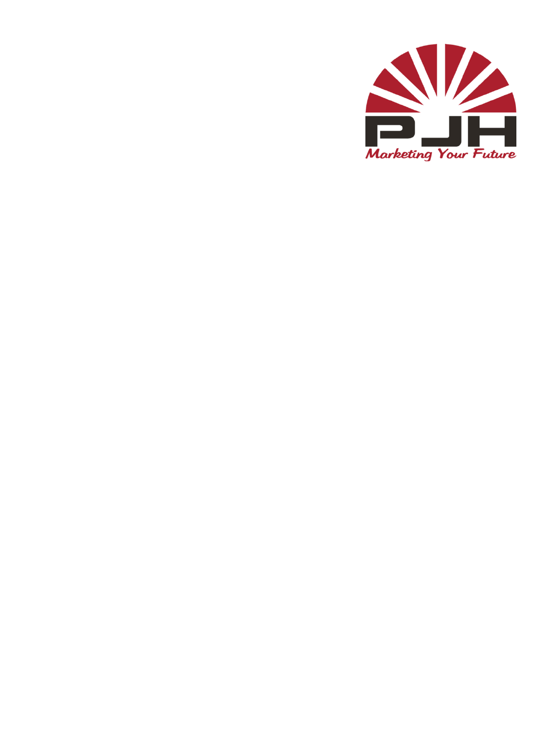PJH

Marketing Your Future